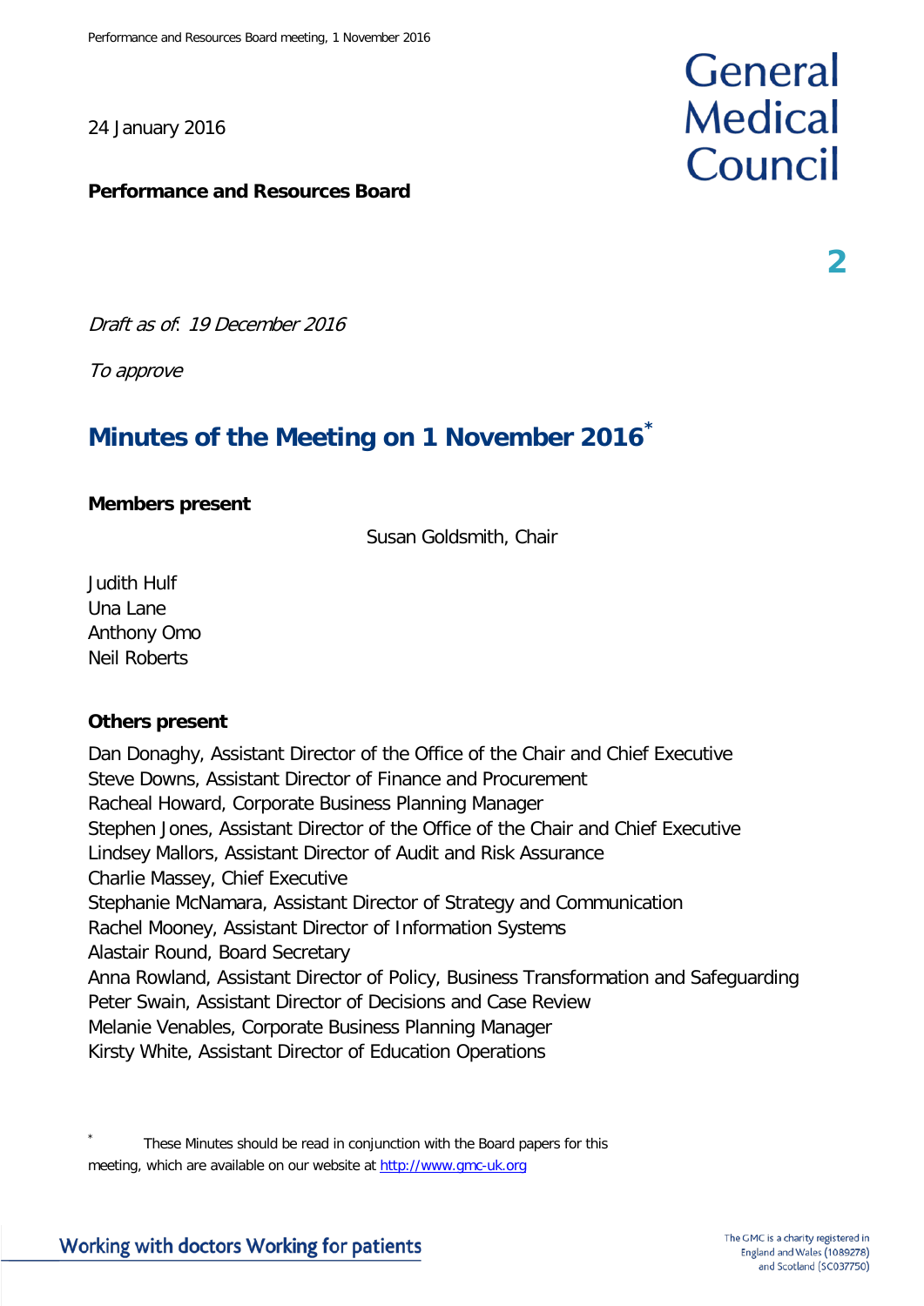24 January 2016

**Performance and Resources Board**

General Medical Council

2

*Draft as of: 19 December 2016*

*To approve*

# Minutes of the Meeting on 1 November 2016*

**Members present**

Susan Goldsmith, Chair

Judith Hulf
Una Lane
Anthony Omo
Neil Roberts

**Others present**

Dan Donaghy, Assistant Director of the Office of the Chair and Chief Executive
Steve Downs, Assistant Director of Finance and Procurement
Racheal Howard, Corporate Business Planning Manager
Stephen Jones, Assistant Director of the Office of the Chair and Chief Executive
Lindsey Mallors, Assistant Director of Audit and Risk Assurance
Charlie Massey, Chief Executive
Stephanie McNamara, Assistant Director of Strategy and Communication
Rachel Mooney, Assistant Director of Information Systems
Alastair Round, Board Secretary
Anna Rowland, Assistant Director of Policy, Business Transformation and Safeguarding
Peter Swain, Assistant Director of Decisions and Case Review
Melanie Venables, Corporate Business Planning Manager
Kirsty White, Assistant Director of Education Operations

\* These Minutes should be read in conjunction with the Board papers for this meeting, which are available on our website at http://www.gmc-uk.org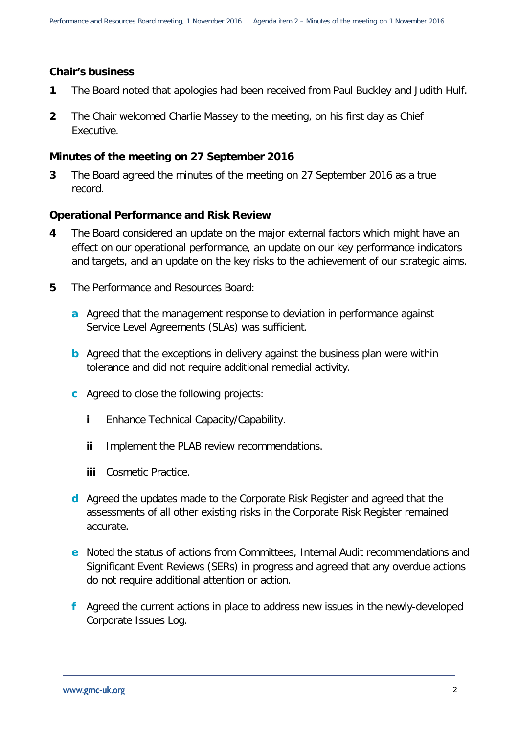## Chair's business

**1** The Board noted that apologies had been received from Paul Buckley and Judith Hulf.

**2** The Chair welcomed Charlie Massey to the meeting, on his first day as Chief Executive.

## Minutes of the meeting on 27 September 2016

**3** The Board agreed the minutes of the meeting on 27 September 2016 as a true record.

## Operational Performance and Risk Review

**4** The Board considered an update on the major external factors which might have an effect on our operational performance, an update on our key performance indicators and targets, and an update on the key risks to the achievement of our strategic aims.

**5** The Performance and Resources Board:

- **a** Agreed that the management response to deviation in performance against Service Level Agreements (SLAs) was sufficient.
- **b** Agreed that the exceptions in delivery against the business plan were within tolerance and did not require additional remedial activity.
- **c** Agreed to close the following projects:
  - **i** Enhance Technical Capacity/Capability.
  - **ii** Implement the PLAB review recommendations.
  - **iii** Cosmetic Practice.
- **d** Agreed the updates made to the Corporate Risk Register and agreed that the assessments of all other existing risks in the Corporate Risk Register remained accurate.
- **e** Noted the status of actions from Committees, Internal Audit recommendations and Significant Event Reviews (SERs) in progress and agreed that any overdue actions do not require additional attention or action.
- **f** Agreed the current actions in place to address new issues in the newly-developed Corporate Issues Log.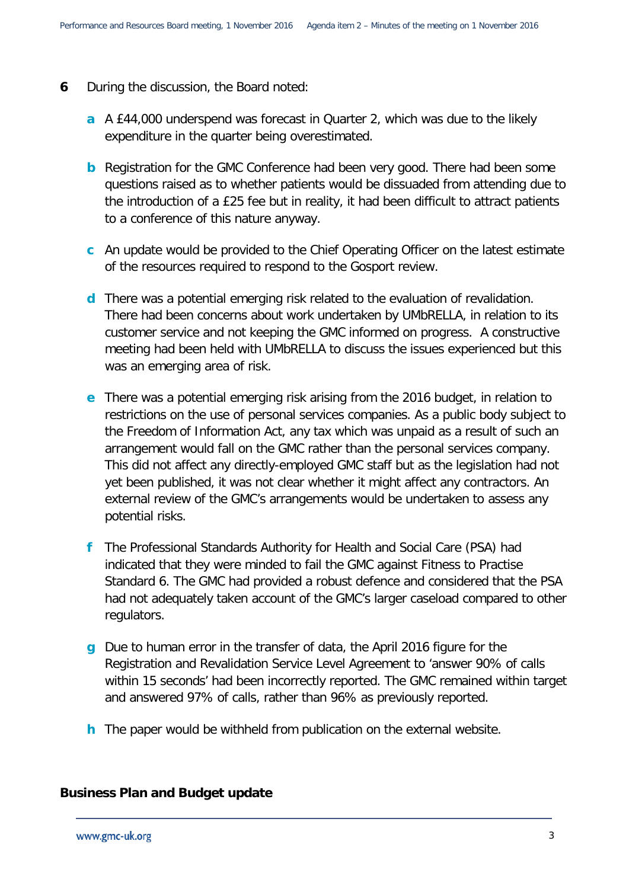**6** During the discussion, the Board noted:

**a** A £44,000 underspend was forecast in Quarter 2, which was due to the likely expenditure in the quarter being overestimated.

**b** Registration for the GMC Conference had been very good. There had been some questions raised as to whether patients would be dissuaded from attending due to the introduction of a £25 fee but in reality, it had been difficult to attract patients to a conference of this nature anyway.

**c** An update would be provided to the Chief Operating Officer on the latest estimate of the resources required to respond to the Gosport review.

**d** There was a potential emerging risk related to the evaluation of revalidation. There had been concerns about work undertaken by UMbRELLA, in relation to its customer service and not keeping the GMC informed on progress. A constructive meeting had been held with UMbRELLA to discuss the issues experienced but this was an emerging area of risk.

**e** There was a potential emerging risk arising from the 2016 budget, in relation to restrictions on the use of personal services companies. As a public body subject to the Freedom of Information Act, any tax which was unpaid as a result of such an arrangement would fall on the GMC rather than the personal services company. This did not affect any directly-employed GMC staff but as the legislation had not yet been published, it was not clear whether it might affect any contractors. An external review of the GMC's arrangements would be undertaken to assess any potential risks.

**f** The Professional Standards Authority for Health and Social Care (PSA) had indicated that they were minded to fail the GMC against Fitness to Practise Standard 6. The GMC had provided a robust defence and considered that the PSA had not adequately taken account of the GMC's larger caseload compared to other regulators.

**g** Due to human error in the transfer of data, the April 2016 figure for the Registration and Revalidation Service Level Agreement to 'answer 90% of calls within 15 seconds' had been incorrectly reported. The GMC remained within target and answered 97% of calls, rather than 96% as previously reported.

**h** The paper would be withheld from publication on the external website.

**Business Plan and Budget update**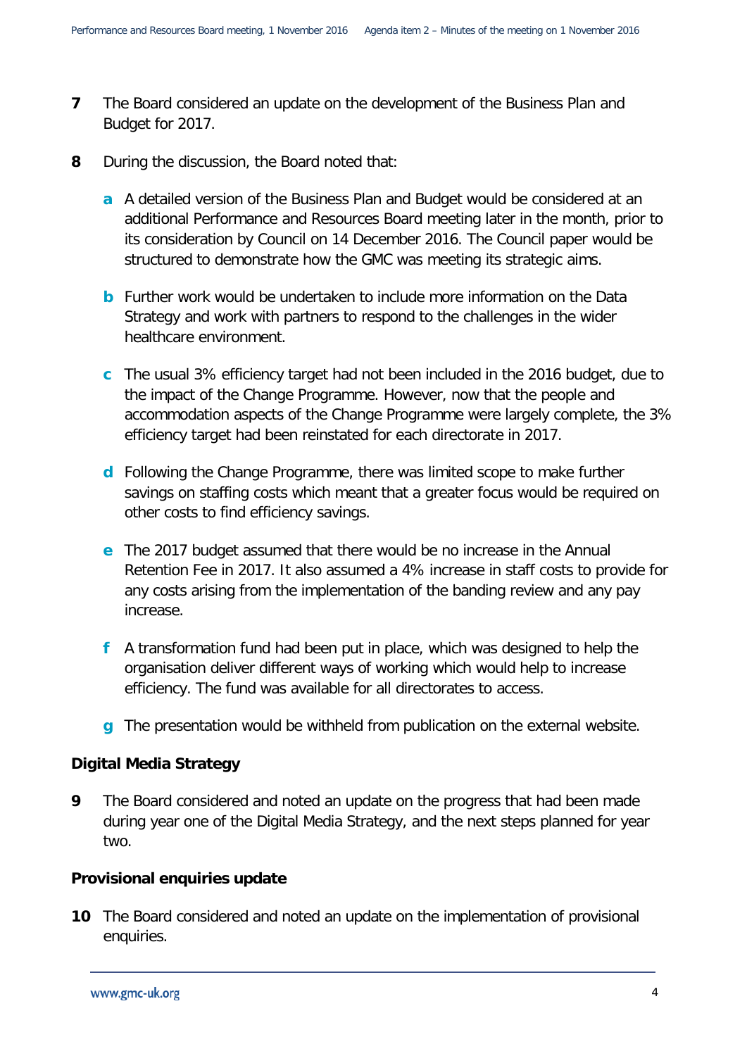**7** The Board considered an update on the development of the Business Plan and Budget for 2017.

**8** During the discussion, the Board noted that:

- **a** A detailed version of the Business Plan and Budget would be considered at an additional Performance and Resources Board meeting later in the month, prior to its consideration by Council on 14 December 2016. The Council paper would be structured to demonstrate how the GMC was meeting its strategic aims.

- **b** Further work would be undertaken to include more information on the Data Strategy and work with partners to respond to the challenges in the wider healthcare environment.

- **c** The usual 3% efficiency target had not been included in the 2016 budget, due to the impact of the Change Programme. However, now that the people and accommodation aspects of the Change Programme were largely complete, the 3% efficiency target had been reinstated for each directorate in 2017.

- **d** Following the Change Programme, there was limited scope to make further savings on staffing costs which meant that a greater focus would be required on other costs to find efficiency savings.

- **e** The 2017 budget assumed that there would be no increase in the Annual Retention Fee in 2017. It also assumed a 4% increase in staff costs to provide for any costs arising from the implementation of the banding review and any pay increase.

- **f** A transformation fund had been put in place, which was designed to help the organisation deliver different ways of working which would help to increase efficiency. The fund was available for all directorates to access.

- **g** The presentation would be withheld from publication on the external website.

### Digital Media Strategy

**9** The Board considered and noted an update on the progress that had been made during year one of the Digital Media Strategy, and the next steps planned for year two.

### Provisional enquiries update

**10** The Board considered and noted an update on the implementation of provisional enquiries.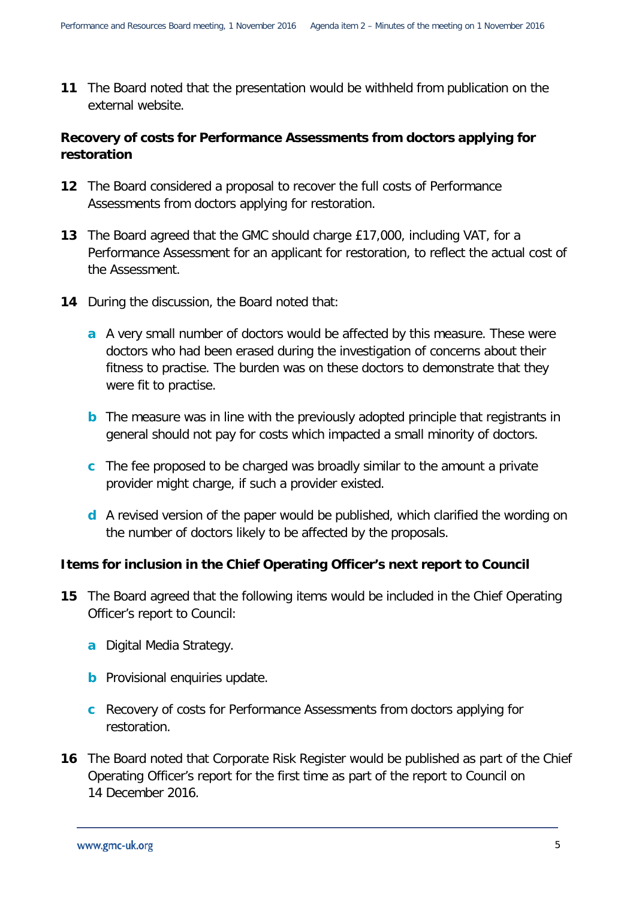**11** The Board noted that the presentation would be withheld from publication on the external website.

**Recovery of costs for Performance Assessments from doctors applying for restoration**

**12** The Board considered a proposal to recover the full costs of Performance Assessments from doctors applying for restoration.

**13** The Board agreed that the GMC should charge £17,000, including VAT, for a Performance Assessment for an applicant for restoration, to reflect the actual cost of the Assessment.

**14** During the discussion, the Board noted that:

- **a** A very small number of doctors would be affected by this measure. These were doctors who had been erased during the investigation of concerns about their fitness to practise. The burden was on these doctors to demonstrate that they were fit to practise.

- **b** The measure was in line with the previously adopted principle that registrants in general should not pay for costs which impacted a small minority of doctors.

- **c** The fee proposed to be charged was broadly similar to the amount a private provider might charge, if such a provider existed.

- **d** A revised version of the paper would be published, which clarified the wording on the number of doctors likely to be affected by the proposals.

**Items for inclusion in the Chief Operating Officer's next report to Council**

**15** The Board agreed that the following items would be included in the Chief Operating Officer's report to Council:

- **a** Digital Media Strategy.

- **b** Provisional enquiries update.

- **c** Recovery of costs for Performance Assessments from doctors applying for restoration.

**16** The Board noted that Corporate Risk Register would be published as part of the Chief Operating Officer's report for the first time as part of the report to Council on 14 December 2016.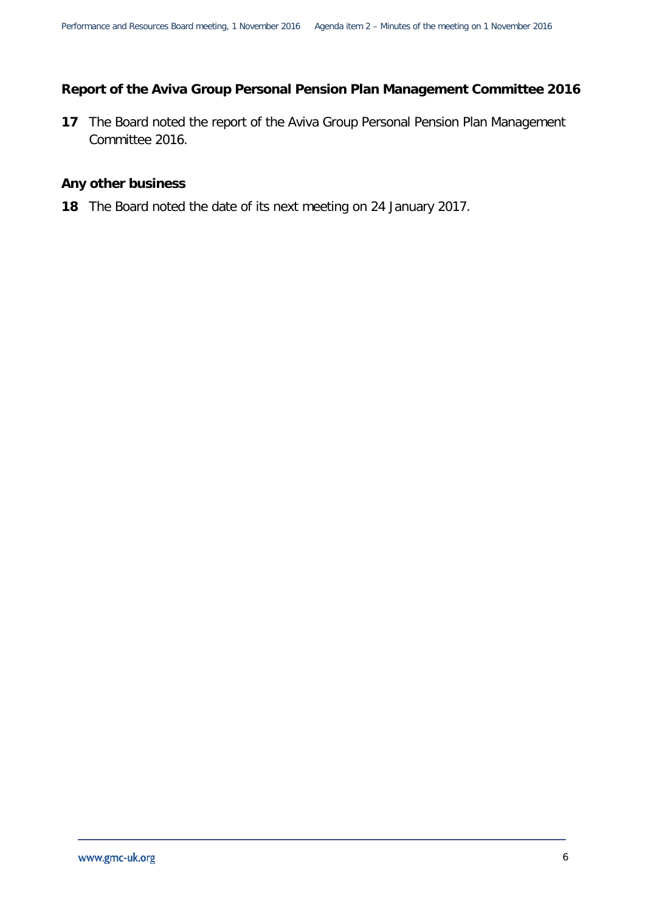### Report of the Aviva Group Personal Pension Plan Management Committee 2016

**17** The Board noted the report of the Aviva Group Personal Pension Plan Management Committee 2016.

### Any other business

**18** The Board noted the date of its next meeting on 24 January 2017.